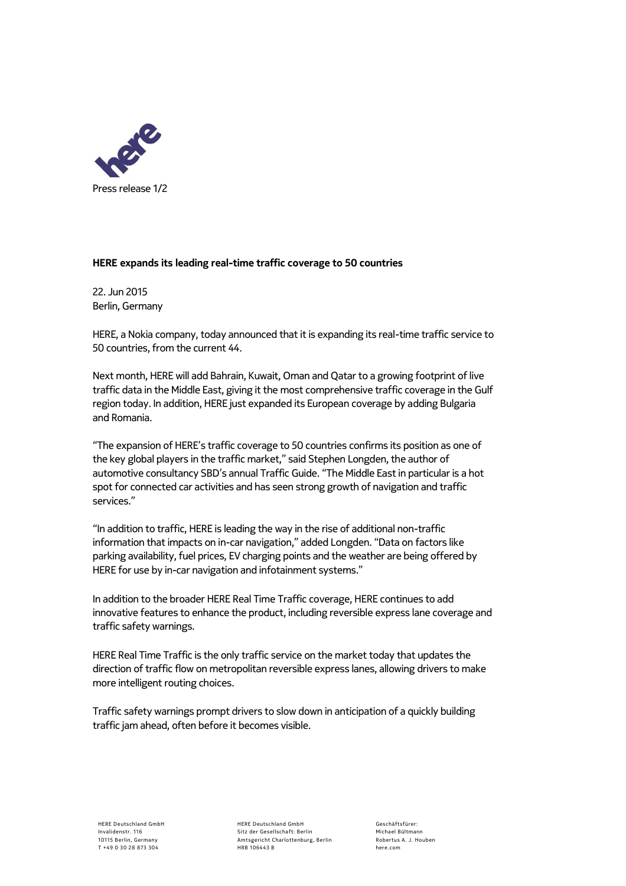Press release

**HERE expands its leading real-time traffic coverage to 50 countries**

22. Jun 2015
Berlin, Germany

HERE, a Nokia company, today announced that it is expanding its real-time traffic service to 50 countries, from the current 44.

Next month, HERE will add Bahrain, Kuwait, Oman and Qatar to a growing footprint of live traffic data in the Middle East, giving it the most comprehensive traffic coverage in the Gulf region today. In addition, HERE just expanded its European coverage by adding Bulgaria and Romania.

"The expansion of HERE's traffic coverage to 50 countries confirms its position as one of the key global players in the traffic market," said Stephen Longden, the author of automotive consultancy SBD's annual Traffic Guide. "The Middle East in particular is a hot spot for connected car activities and has seen strong growth of navigation and traffic services."

"In addition to traffic, HERE is leading the way in the rise of additional non-traffic information that impacts on in-car navigation," added Longden. "Data on factors like parking availability, fuel prices, EV charging points and the weather are being offered by HERE for use by in-car navigation and infotainment systems."

In addition to the broader HERE Real Time Traffic coverage, HERE continues to add innovative features to enhance the product, including reversible express lane coverage and traffic safety warnings.

HERE Real Time Traffic is the only traffic service on the market today that updates the direction of traffic flow on metropolitan reversible express lanes, allowing drivers to make more intelligent routing choices.

Traffic safety warnings prompt drivers to slow down in anticipation of a quickly building traffic jam ahead, often before it becomes visible.

HERE Deutschland GmbH
Invalidenstr. 116
10115 Berlin, Germany
T +49 0 30 28 873 304

HERE Deutschland GmbH
Sitz der Gesellschaft: Berlin
Amtsgericht Charlottenburg, Berlin
HRB 106443 B

Geschäftsfürer:
Michael Bültmann
Robertus A. J. Houben
here.com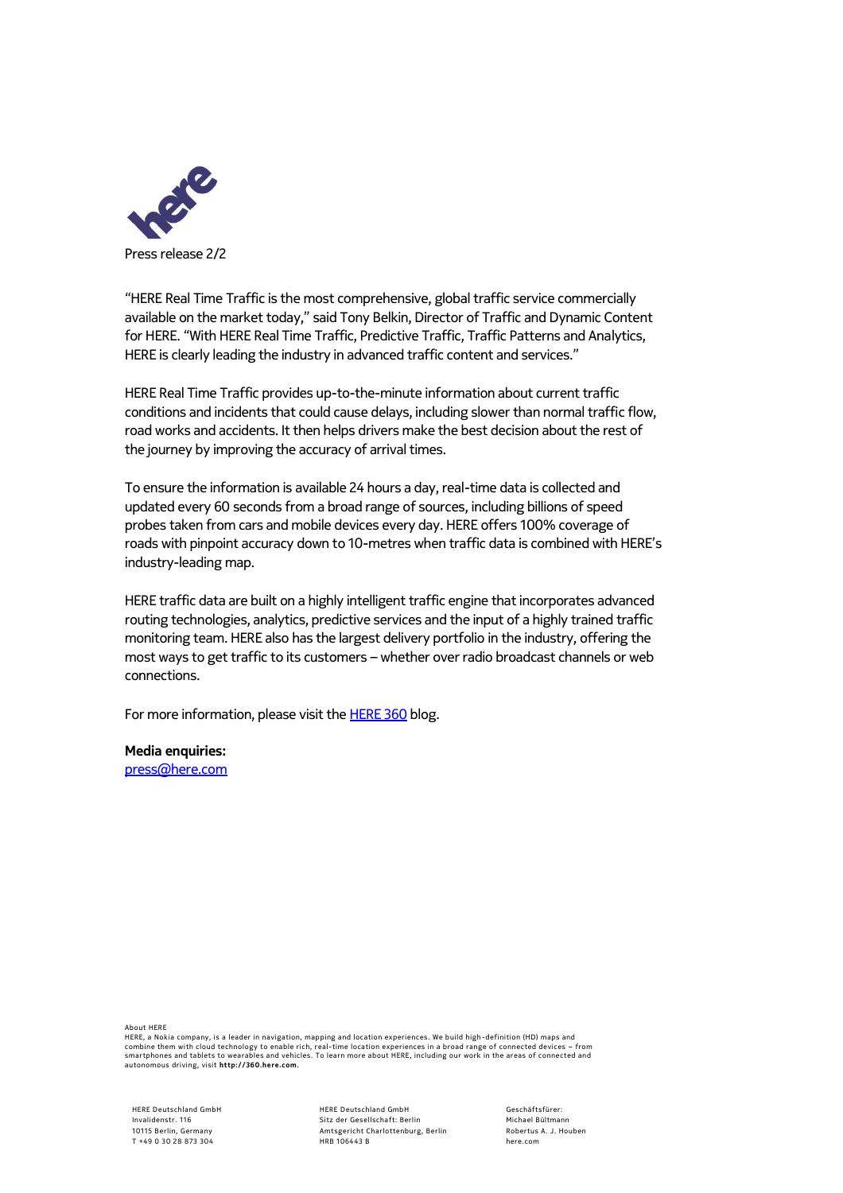"HERE Real Time Traffic is the most comprehensive, global traffic service commercially available on the market today," said Tony Belkin, Director of Traffic and Dynamic Content for HERE. "With HERE Real Time Traffic, Predictive Traffic, Traffic Patterns and Analytics, HERE is clearly leading the industry in advanced traffic content and services."

HERE Real Time Traffic provides up-to-the-minute information about current traffic conditions and incidents that could cause delays, including slower than normal traffic flow, road works and accidents. It then helps drivers make the best decision about the rest of the journey by improving the accuracy of arrival times.

To ensure the information is available 24 hours a day, real-time data is collected and updated every 60 seconds from a broad range of sources, including billions of speed probes taken from cars and mobile devices every day. HERE offers 100% coverage of roads with pinpoint accuracy down to 10-metres when traffic data is combined with HERE's industry-leading map.

HERE traffic data are built on a highly intelligent traffic engine that incorporates advanced routing technologies, analytics, predictive services and the input of a highly trained traffic monitoring team. HERE also has the largest delivery portfolio in the industry, offering the most ways to get traffic to its customers – whether over radio broadcast channels or web connections.

For more information, please visit the HERE 360 blog.

**Media enquiries:**
press@here.com

About HERE
HERE, a Nokia company, is a leader in navigation, mapping and location experiences. We build high-definition (HD) maps and combine them with cloud technology to enable rich, real-time location experiences in a broad range of connected devices – from smartphones and tablets to wearables and vehicles. To learn more about HERE, including our work in the areas of connected and autonomous driving, visit **http://360.here.com**.

HERE Deutschland GmbH
Invalidenstr. 116
10115 Berlin, Germany
T +49 0 30 28 873 304

HERE Deutschland GmbH
Sitz der Gesellschaft: Berlin
Amtsgericht Charlottenburg, Berlin
HRB 106443 B

Geschäftsfürer:
Michael Bültmann
Robertus A. J. Houben
here.com